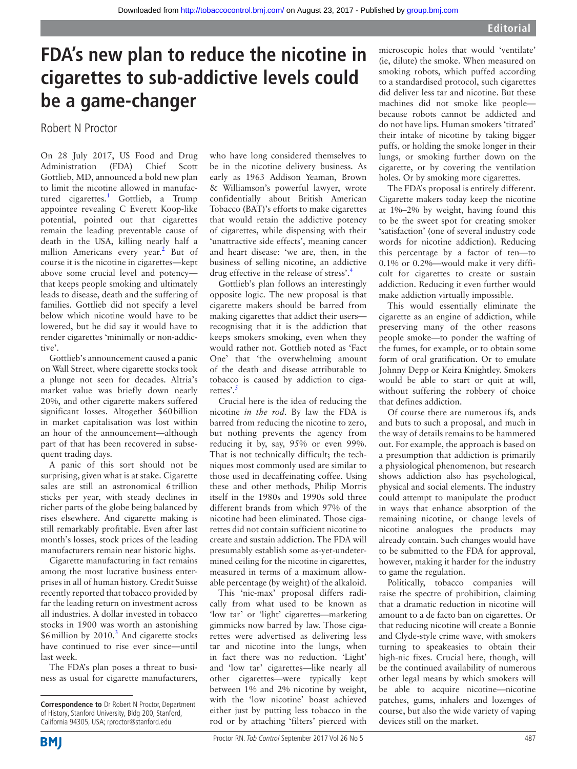Editorial

# FDA's new plan to reduce the nicotine in cigarettes to sub-addictive levels could be a game-changer

Robert N Proctor

On 28 July 2017, US Food and Drug Administration (FDA) Chief Scott Gottlieb, MD, announced a bold new plan to limit the nicotine allowed in manufactured cigarettes.[1] Gottlieb, a Trump appointee revealing C Everett Koop-like potential, pointed out that cigarettes remain the leading preventable cause of death in the USA, killing nearly half a million Americans every year.[2] But of course it is the nicotine in cigarettes—kept above some crucial level and potency—that keeps people smoking and ultimately leads to disease, death and the suffering of families. Gottlieb did not specify a level below which nicotine would have to be lowered, but he did say it would have to render cigarettes 'minimally or non-addictive'.

Gottlieb's announcement caused a panic on Wall Street, where cigarette stocks took a plunge not seen for decades. Altria's market value was briefly down nearly 20%, and other cigarette makers suffered significant losses. Altogether $60 billion in market capitalisation was lost within an hour of the announcement—although part of that has been recovered in subsequent trading days.

A panic of this sort should not be surprising, given what is at stake. Cigarette sales are still an astronomical 6 trillion sticks per year, with steady declines in richer parts of the globe being balanced by rises elsewhere. And cigarette making is still remarkably profitable. Even after last month's losses, stock prices of the leading manufacturers remain near historic highs.

Cigarette manufacturing in fact remains among the most lucrative business enterprises in all of human history. Credit Suisse recently reported that tobacco provided by far the leading return on investment across all industries. A dollar invested in tobacco stocks in 1900 was worth an astonishing $6 million by 2010.[3] And cigarette stocks have continued to rise ever since—until last week.

The FDA's plan poses a threat to business as usual for cigarette manufacturers, who have long considered themselves to be in the nicotine delivery business. As early as 1963 Addison Yeaman, Brown & Williamson's powerful lawyer, wrote confidentially about British American Tobacco (BAT)'s efforts to make cigarettes that would retain the addictive potency of cigarettes, while dispensing with their 'unattractive side effects', meaning cancer and heart disease: 'we are, then, in the business of selling nicotine, an addictive drug effective in the release of stress'.[4]

Gottlieb's plan follows an interestingly opposite logic. The new proposal is that cigarette makers should be barred from making cigarettes that addict their users—recognising that it is the addiction that keeps smokers smoking, even when they would rather not. Gottlieb noted as 'Fact One' that 'the overwhelming amount of the death and disease attributable to tobacco is caused by addiction to cigarettes'.[5]

Crucial here is the idea of reducing the nicotine *in the rod*. By law the FDA is barred from reducing the nicotine to zero, but nothing prevents the agency from reducing it by, say, 95% or even 99%. That is not technically difficult; the techniques most commonly used are similar to those used in decaffeinating coffee. Using these and other methods, Philip Morris itself in the 1980s and 1990s sold three different brands from which 97% of the nicotine had been eliminated. Those cigarettes did not contain sufficient nicotine to create and sustain addiction. The FDA will presumably establish some as-yet-undetermined ceiling for the nicotine in cigarettes, measured in terms of a maximum allowable percentage (by weight) of the alkaloid.

This 'nic-max' proposal differs radically from what used to be known as 'low tar' or 'light' cigarettes—marketing gimmicks now barred by law. Those cigarettes were advertised as delivering less tar and nicotine into the lungs, when in fact there was no reduction. 'Light' and 'low tar' cigarettes—like nearly all other cigarettes—were typically kept between 1% and 2% nicotine by weight, with the 'low nicotine' boast achieved either just by putting less tobacco in the rod or by attaching 'filters' pierced with microscopic holes that would 'ventilate' (ie, dilute) the smoke. When measured on smoking robots, which puffed according to a standardised protocol, such cigarettes did deliver less tar and nicotine. But these machines did not smoke like people—because robots cannot be addicted and do not have lips. Human smokers 'titrated' their intake of nicotine by taking bigger puffs, or holding the smoke longer in their lungs, or smoking further down on the cigarette, or by covering the ventilation holes. Or by smoking more cigarettes.

The FDA's proposal is entirely different. Cigarette makers today keep the nicotine at 1%–2% by weight, having found this to be the sweet spot for creating smoker 'satisfaction' (one of several industry code words for nicotine addiction). Reducing this percentage by a factor of ten—to 0.1% or 0.2%—would make it very difficult for cigarettes to create or sustain addiction. Reducing it even further would make addiction virtually impossible.

This would essentially eliminate the cigarette as an engine of addiction, while preserving many of the other reasons people smoke—to ponder the wafting of the fumes, for example, or to obtain some form of oral gratification. Or to emulate Johnny Depp or Keira Knightley. Smokers would be able to start or quit at will, without suffering the robbery of choice that defines addiction.

Of course there are numerous ifs, ands and buts to such a proposal, and much in the way of details remains to be hammered out. For example, the approach is based on a presumption that addiction is primarily a physiological phenomenon, but research shows addiction also has psychological, physical and social elements. The industry could attempt to manipulate the product in ways that enhance absorption of the remaining nicotine, or change levels of nicotine analogues the products may already contain. Such changes would have to be submitted to the FDA for approval, however, making it harder for the industry to game the regulation.

Politically, tobacco companies will raise the spectre of prohibition, claiming that a dramatic reduction in nicotine will amount to a de facto ban on cigarettes. Or that reducing nicotine will create a Bonnie and Clyde-style crime wave, with smokers turning to speakeasies to obtain their high-nic fixes. Crucial here, though, will be the continued availability of numerous other legal means by which smokers will be able to acquire nicotine—nicotine patches, gums, inhalers and lozenges of course, but also the wide variety of vaping devices still on the market.

**Correspondence to** Dr Robert N Proctor, Department of History, Stanford University, Bldg 200, Stanford, California 94305, USA; rproctor@stanford.edu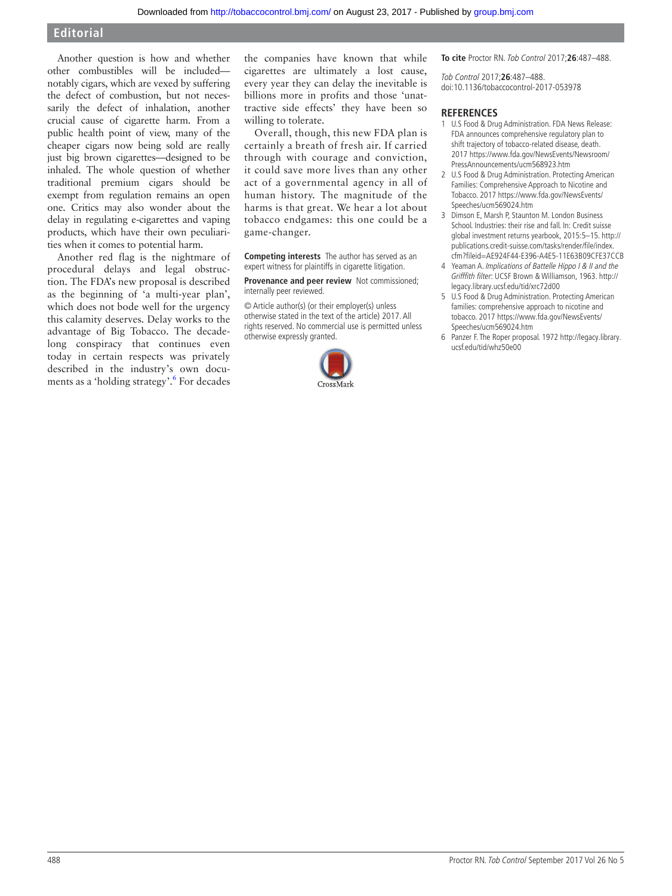Another question is how and whether other combustibles will be included—notably cigars, which are vexed by suffering the defect of combustion, but not necessarily the defect of inhalation, another crucial cause of cigarette harm. From a public health point of view, many of the cheaper cigars now being sold are really just big brown cigarettes—designed to be inhaled. The whole question of whether traditional premium cigars should be exempt from regulation remains an open one. Critics may also wonder about the delay in regulating e-cigarettes and vaping products, which have their own peculiarities when it comes to potential harm.

Another red flag is the nightmare of procedural delays and legal obstruction. The FDA's new proposal is described as the beginning of 'a multi-year plan', which does not bode well for the urgency this calamity deserves. Delay works to the advantage of Big Tobacco. The decade-long conspiracy that continues even today in certain respects was privately described in the industry's own documents as a 'holding strategy'.[6] For decades the companies have known that while cigarettes are ultimately a lost cause, every year they can delay the inevitable is billions more in profits and those 'unattractive side effects' they have been so willing to tolerate.

Overall, though, this new FDA plan is certainly a breath of fresh air. If carried through with courage and conviction, it could save more lives than any other act of a governmental agency in all of human history. The magnitude of the harms is that great. We hear a lot about tobacco endgames: this one could be a game-changer.

**Competing interests** The author has served as an expert witness for plaintiffs in cigarette litigation.

**Provenance and peer review** Not commissioned; internally peer reviewed.

© Article author(s) (or their employer(s) unless otherwise stated in the text of the article) 2017. All rights reserved. No commercial use is permitted unless otherwise expressly granted.

**To cite** Proctor RN. *Tob Control* 2017;**26**:487–488.

*Tob Control* 2017;**26**:487–488.
doi:10.1136/tobaccocontrol-2017-053978

## REFERENCES

1. U.S Food & Drug Administration. FDA News Release: FDA announces comprehensive regulatory plan to shift trajectory of tobacco-related disease, death. 2017 https://www.fda.gov/NewsEvents/Newsroom/PressAnnouncements/ucm568923.htm
2. U.S Food & Drug Administration. Protecting American Families: Comprehensive Approach to Nicotine and Tobacco. 2017 https://www.fda.gov/NewsEvents/Speeches/ucm569024.htm
3. Dimson E, Marsh P, Staunton M. London Business School. Industries: their rise and fall. In: Credit suisse global investment returns yearbook, 2015:5–15. http://publications.credit-suisse.com/tasks/render/file/index.cfm?fileid=AE924F44-E396-A4E5-11E63B09CFE37CCB
4. Yeaman A. *Implications of Battelle Hippo I & II and the Grifffith filter*: UCSF Brown & Williamson, 1963. http://legacy.library.ucsf.edu/tid/xrc72d00
5. U.S Food & Drug Administration. Protecting American families: comprehensive approach to nicotine and tobacco. 2017 https://www.fda.gov/NewsEvents/Speeches/ucm569024.htm
6. Panzer F. The Roper proposal. 1972 http://legacy.library.ucsf.edu/tid/whz50e00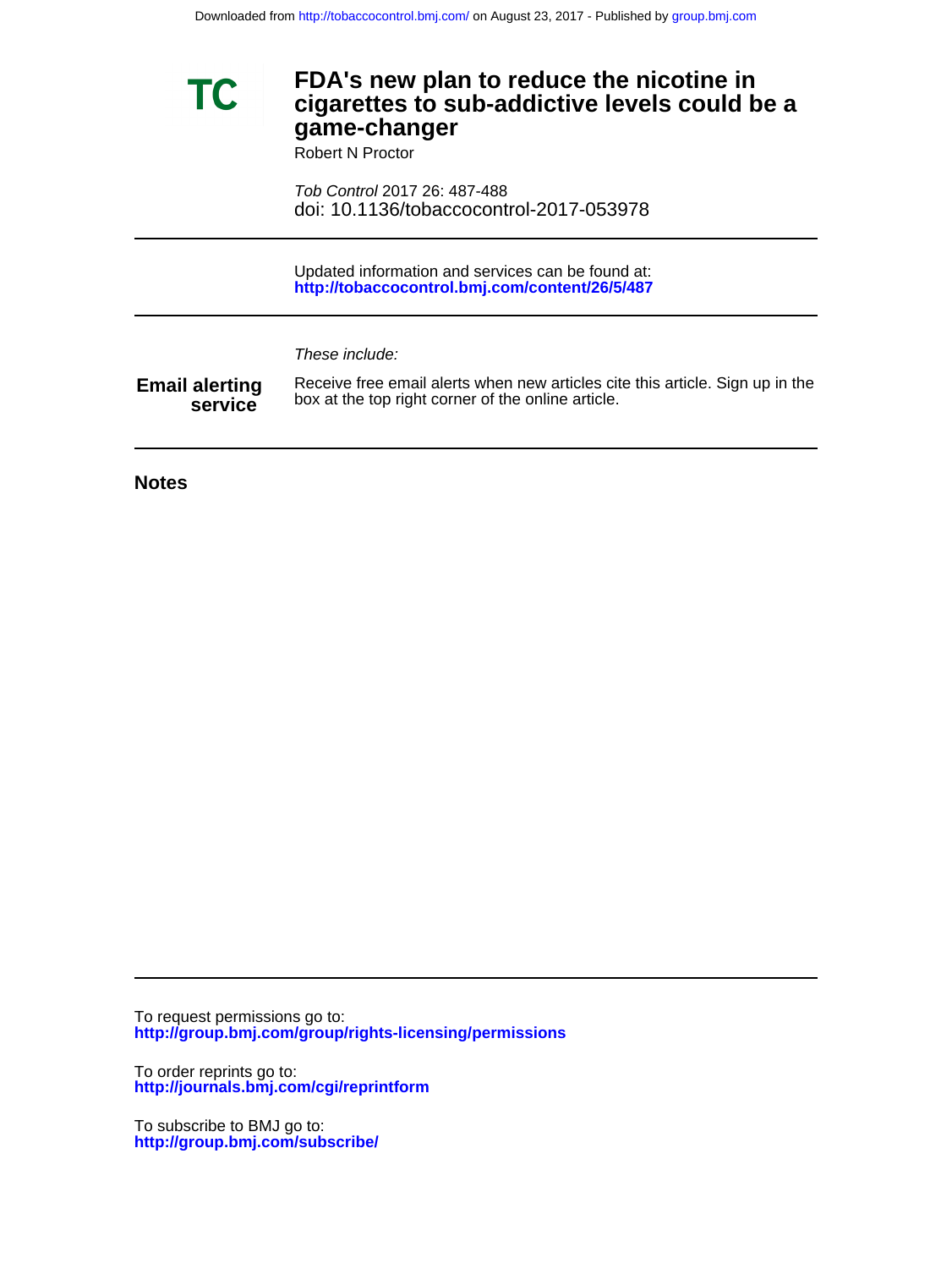# FDA's new plan to reduce the nicotine in cigarettes to sub-addictive levels could be a game-changer

Robert N Proctor

*Tob Control* 2017 26: 487-488
doi: 10.1136/tobaccocontrol-2017-053978

---

Updated information and services can be found at:
**http://tobaccocontrol.bmj.com/content/26/5/487**

---

*These include:*

**Email alerting service**

Receive free email alerts when new articles cite this article. Sign up in the box at the top right corner of the online article.

---

## Notes

---

To request permissions go to:
**http://group.bmj.com/group/rights-licensing/permissions**

To order reprints go to:
**http://journals.bmj.com/cgi/reprintform**

To subscribe to BMJ go to:
**http://group.bmj.com/subscribe/**